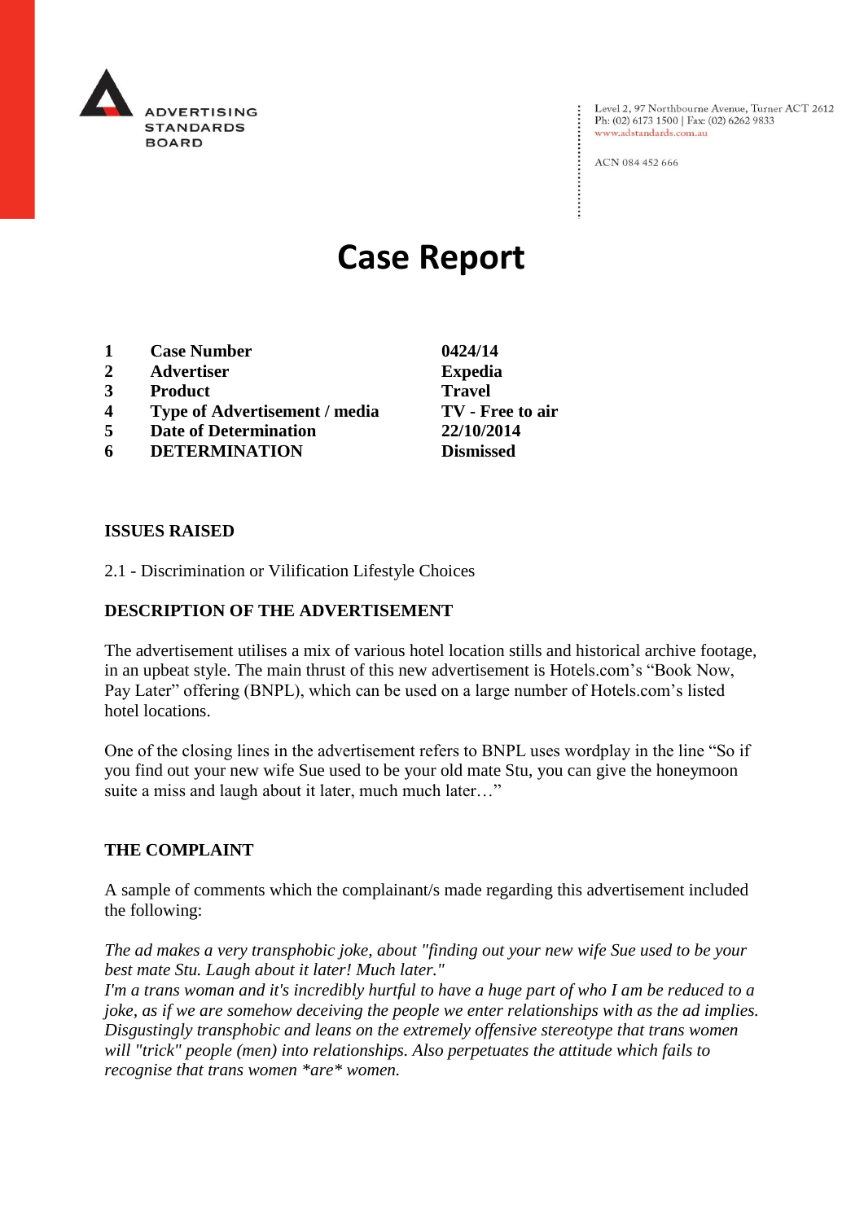ADVERTISING STANDARDS BOARD

Level 2, 97 Northbourne Avenue, Turner ACT 2612
Ph: (02) 6173 1500 | Fax: (02) 6262 9833
www.adstandards.com.au

ACN 084 452 666

# Case Report

| | | |
|---|---|---|
| **1** | **Case Number** | **0424/14** |
| **2** | **Advertiser** | **Expedia** |
| **3** | **Product** | **Travel** |
| **4** | **Type of Advertisement / media** | **TV - Free to air** |
| **5** | **Date of Determination** | **22/10/2014** |
| **6** | **DETERMINATION** | **Dismissed** |

**ISSUES RAISED**

2.1 - Discrimination or Vilification Lifestyle Choices

**DESCRIPTION OF THE ADVERTISEMENT**

The advertisement utilises a mix of various hotel location stills and historical archive footage, in an upbeat style. The main thrust of this new advertisement is Hotels.com's "Book Now, Pay Later" offering (BNPL), which can be used on a large number of Hotels.com's listed hotel locations.

One of the closing lines in the advertisement refers to BNPL uses wordplay in the line "So if you find out your new wife Sue used to be your old mate Stu, you can give the honeymoon suite a miss and laugh about it later, much much later…"

**THE COMPLAINT**

A sample of comments which the complainant/s made regarding this advertisement included the following:

*The ad makes a very transphobic joke, about "finding out your new wife Sue used to be your best mate Stu. Laugh about it later! Much later."*
*I'm a trans woman and it's incredibly hurtful to have a huge part of who I am be reduced to a joke, as if we are somehow deceiving the people we enter relationships with as the ad implies. Disgustingly transphobic and leans on the extremely offensive stereotype that trans women will "trick" people (men) into relationships. Also perpetuates the attitude which fails to recognise that trans women *are* women.*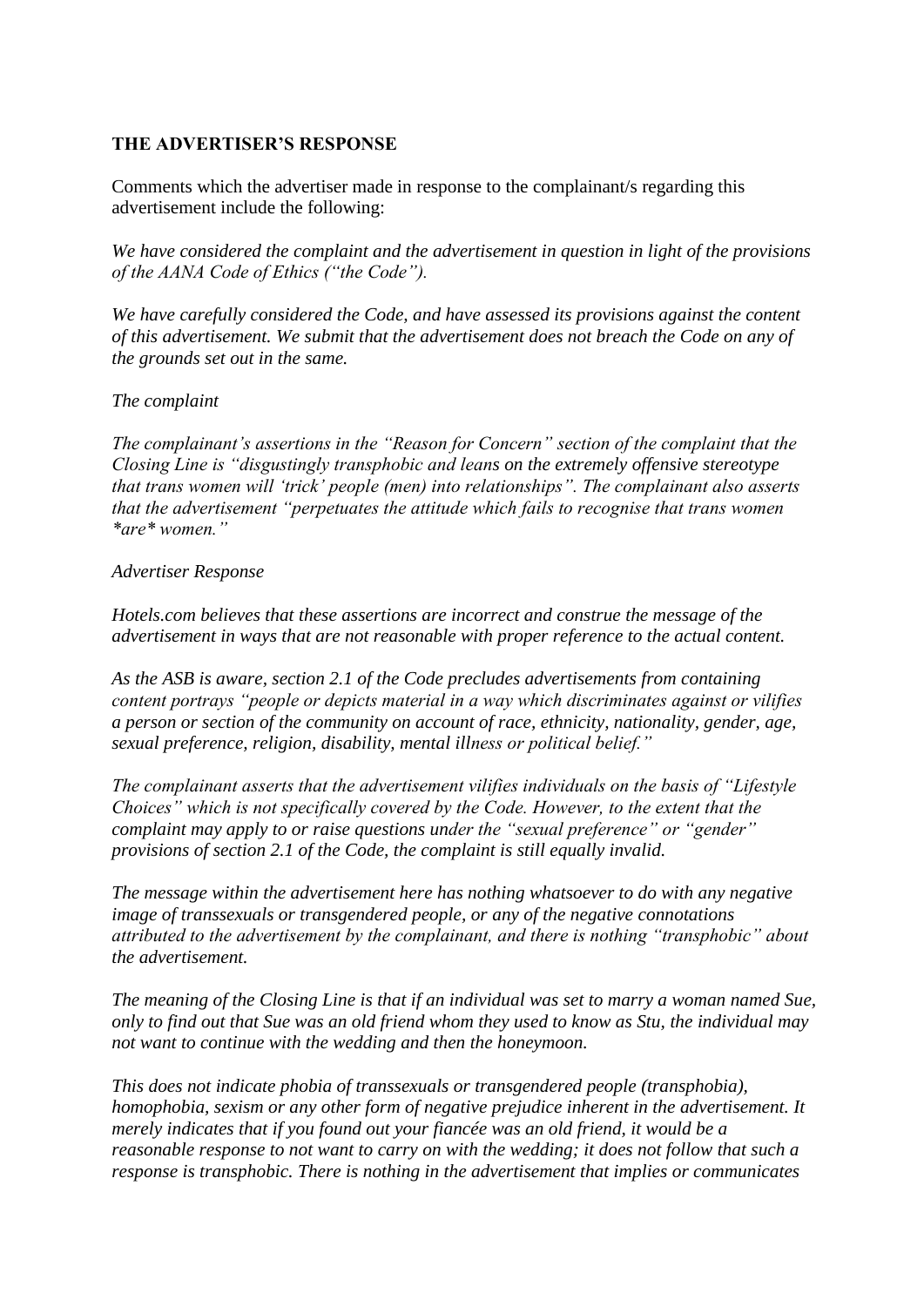**THE ADVERTISER'S RESPONSE**

Comments which the advertiser made in response to the complainant/s regarding this advertisement include the following:

*We have considered the complaint and the advertisement in question in light of the provisions of the AANA Code of Ethics ("the Code").*

*We have carefully considered the Code, and have assessed its provisions against the content of this advertisement. We submit that the advertisement does not breach the Code on any of the grounds set out in the same.*

*The complaint*

*The complainant's assertions in the "Reason for Concern" section of the complaint that the Closing Line is "disgustingly transphobic and leans on the extremely offensive stereotype that trans women will 'trick' people (men) into relationships". The complainant also asserts that the advertisement "perpetuates the attitude which fails to recognise that trans women *are* women."*

*Advertiser Response*

*Hotels.com believes that these assertions are incorrect and construe the message of the advertisement in ways that are not reasonable with proper reference to the actual content.*

*As the ASB is aware, section 2.1 of the Code precludes advertisements from containing content portrays "people or depicts material in a way which discriminates against or vilifies a person or section of the community on account of race, ethnicity, nationality, gender, age, sexual preference, religion, disability, mental illness or political belief."*

*The complainant asserts that the advertisement vilifies individuals on the basis of "Lifestyle Choices" which is not specifically covered by the Code. However, to the extent that the complaint may apply to or raise questions under the "sexual preference" or "gender" provisions of section 2.1 of the Code, the complaint is still equally invalid.*

*The message within the advertisement here has nothing whatsoever to do with any negative image of transsexuals or transgendered people, or any of the negative connotations attributed to the advertisement by the complainant, and there is nothing "transphobic" about the advertisement.*

*The meaning of the Closing Line is that if an individual was set to marry a woman named Sue, only to find out that Sue was an old friend whom they used to know as Stu, the individual may not want to continue with the wedding and then the honeymoon.*

*This does not indicate phobia of transsexuals or transgendered people (transphobia), homophobia, sexism or any other form of negative prejudice inherent in the advertisement. It merely indicates that if you found out your fiancée was an old friend, it would be a reasonable response to not want to carry on with the wedding; it does not follow that such a response is transphobic. There is nothing in the advertisement that implies or communicates*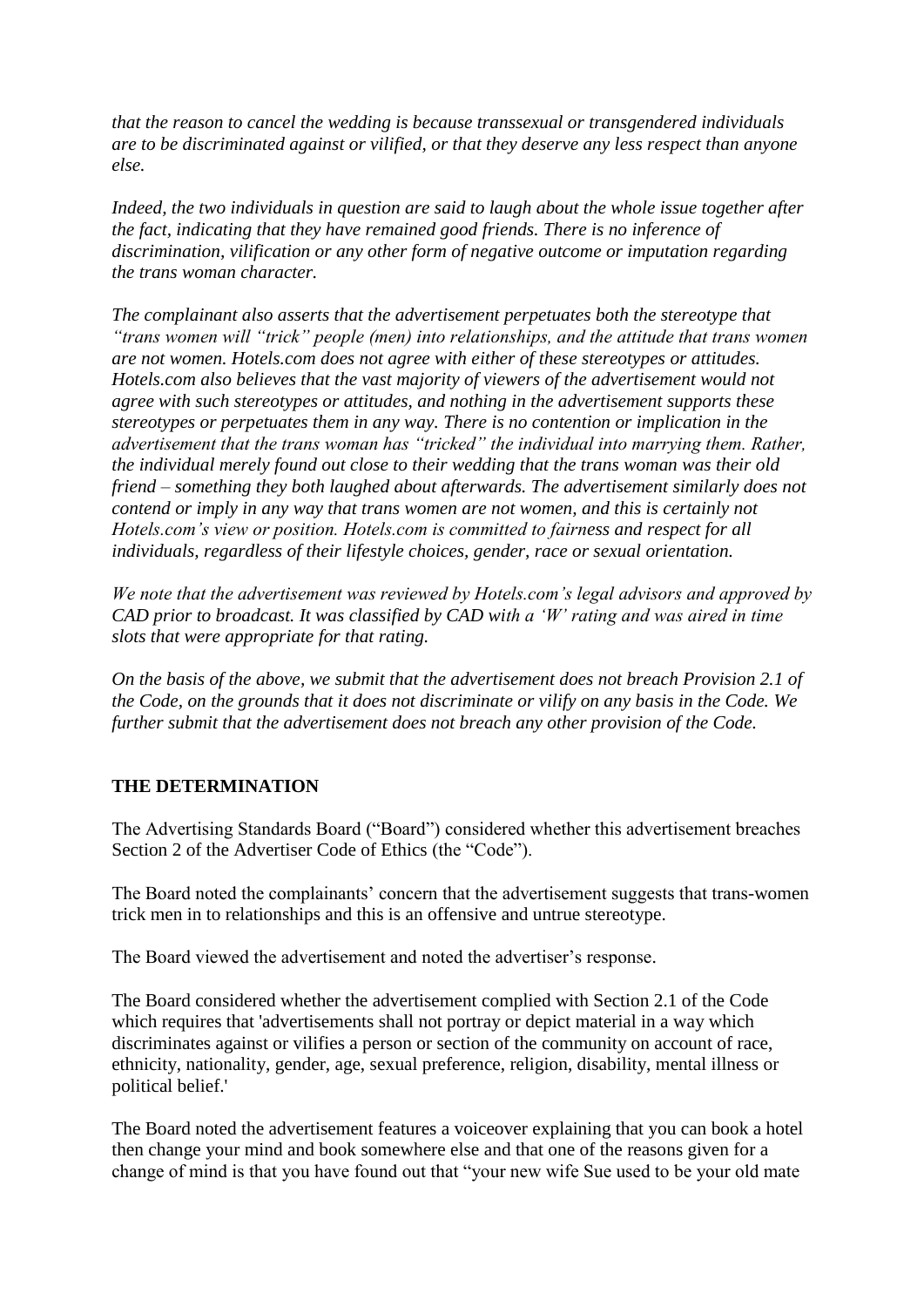*that the reason to cancel the wedding is because transsexual or transgendered individuals are to be discriminated against or vilified, or that they deserve any less respect than anyone else.*

*Indeed, the two individuals in question are said to laugh about the whole issue together after the fact, indicating that they have remained good friends. There is no inference of discrimination, vilification or any other form of negative outcome or imputation regarding the trans woman character.*

*The complainant also asserts that the advertisement perpetuates both the stereotype that "trans women will "trick" people (men) into relationships, and the attitude that trans women are not women. Hotels.com does not agree with either of these stereotypes or attitudes. Hotels.com also believes that the vast majority of viewers of the advertisement would not agree with such stereotypes or attitudes, and nothing in the advertisement supports these stereotypes or perpetuates them in any way. There is no contention or implication in the advertisement that the trans woman has "tricked" the individual into marrying them. Rather, the individual merely found out close to their wedding that the trans woman was their old friend – something they both laughed about afterwards. The advertisement similarly does not contend or imply in any way that trans women are not women, and this is certainly not Hotels.com's view or position. Hotels.com is committed to fairness and respect for all individuals, regardless of their lifestyle choices, gender, race or sexual orientation.*

*We note that the advertisement was reviewed by Hotels.com's legal advisors and approved by CAD prior to broadcast. It was classified by CAD with a 'W' rating and was aired in time slots that were appropriate for that rating.*

*On the basis of the above, we submit that the advertisement does not breach Provision 2.1 of the Code, on the grounds that it does not discriminate or vilify on any basis in the Code. We further submit that the advertisement does not breach any other provision of the Code.*

**THE DETERMINATION**

The Advertising Standards Board ("Board") considered whether this advertisement breaches Section 2 of the Advertiser Code of Ethics (the "Code").

The Board noted the complainants' concern that the advertisement suggests that trans-women trick men in to relationships and this is an offensive and untrue stereotype.

The Board viewed the advertisement and noted the advertiser's response.

The Board considered whether the advertisement complied with Section 2.1 of the Code which requires that 'advertisements shall not portray or depict material in a way which discriminates against or vilifies a person or section of the community on account of race, ethnicity, nationality, gender, age, sexual preference, religion, disability, mental illness or political belief.'

The Board noted the advertisement features a voiceover explaining that you can book a hotel then change your mind and book somewhere else and that one of the reasons given for a change of mind is that you have found out that "your new wife Sue used to be your old mate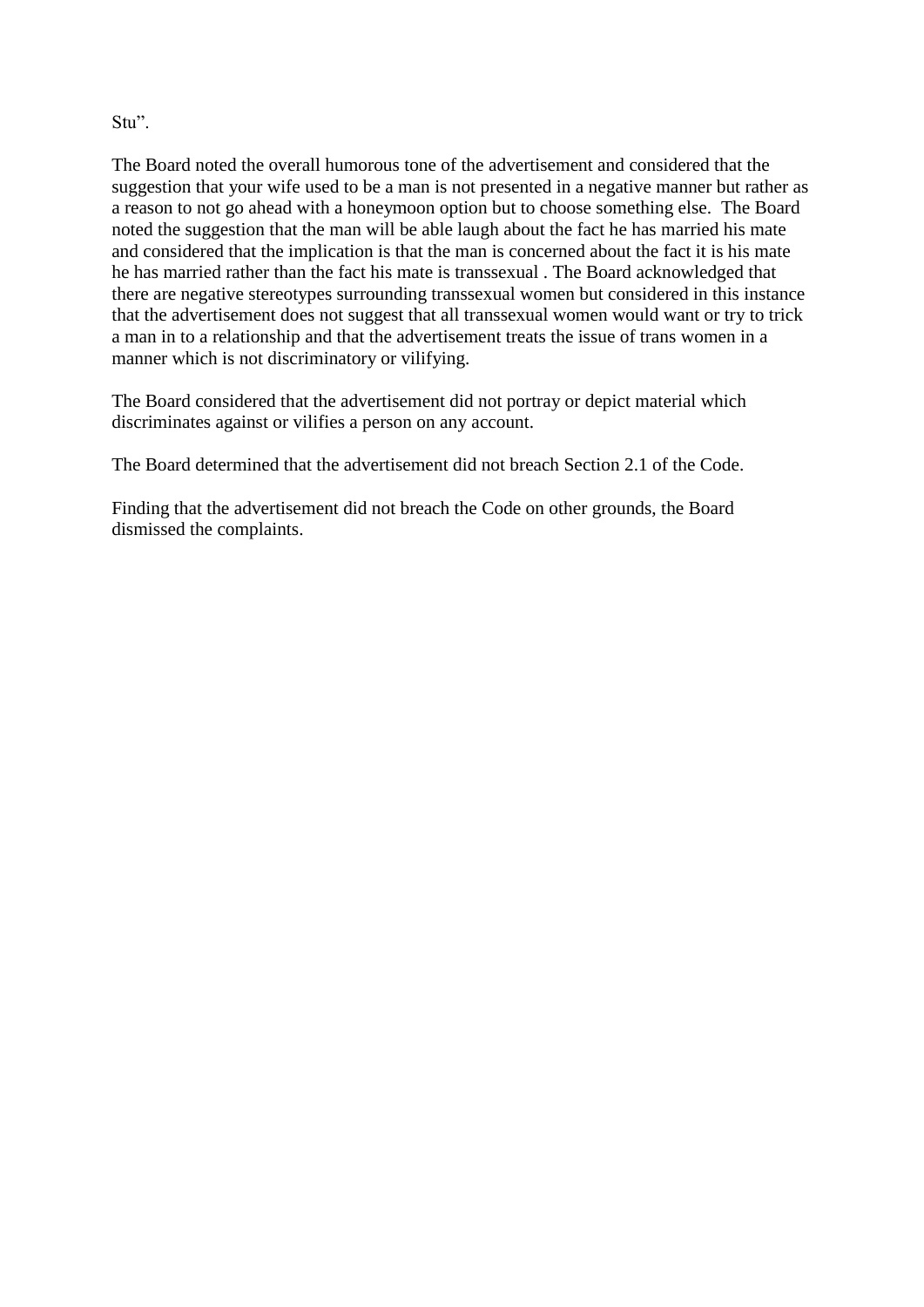Stu".

The Board noted the overall humorous tone of the advertisement and considered that the suggestion that your wife used to be a man is not presented in a negative manner but rather as a reason to not go ahead with a honeymoon option but to choose something else. The Board noted the suggestion that the man will be able laugh about the fact he has married his mate and considered that the implication is that the man is concerned about the fact it is his mate he has married rather than the fact his mate is transsexual . The Board acknowledged that there are negative stereotypes surrounding transsexual women but considered in this instance that the advertisement does not suggest that all transsexual women would want or try to trick a man in to a relationship and that the advertisement treats the issue of trans women in a manner which is not discriminatory or vilifying.

The Board considered that the advertisement did not portray or depict material which discriminates against or vilifies a person on any account.

The Board determined that the advertisement did not breach Section 2.1 of the Code.

Finding that the advertisement did not breach the Code on other grounds, the Board dismissed the complaints.